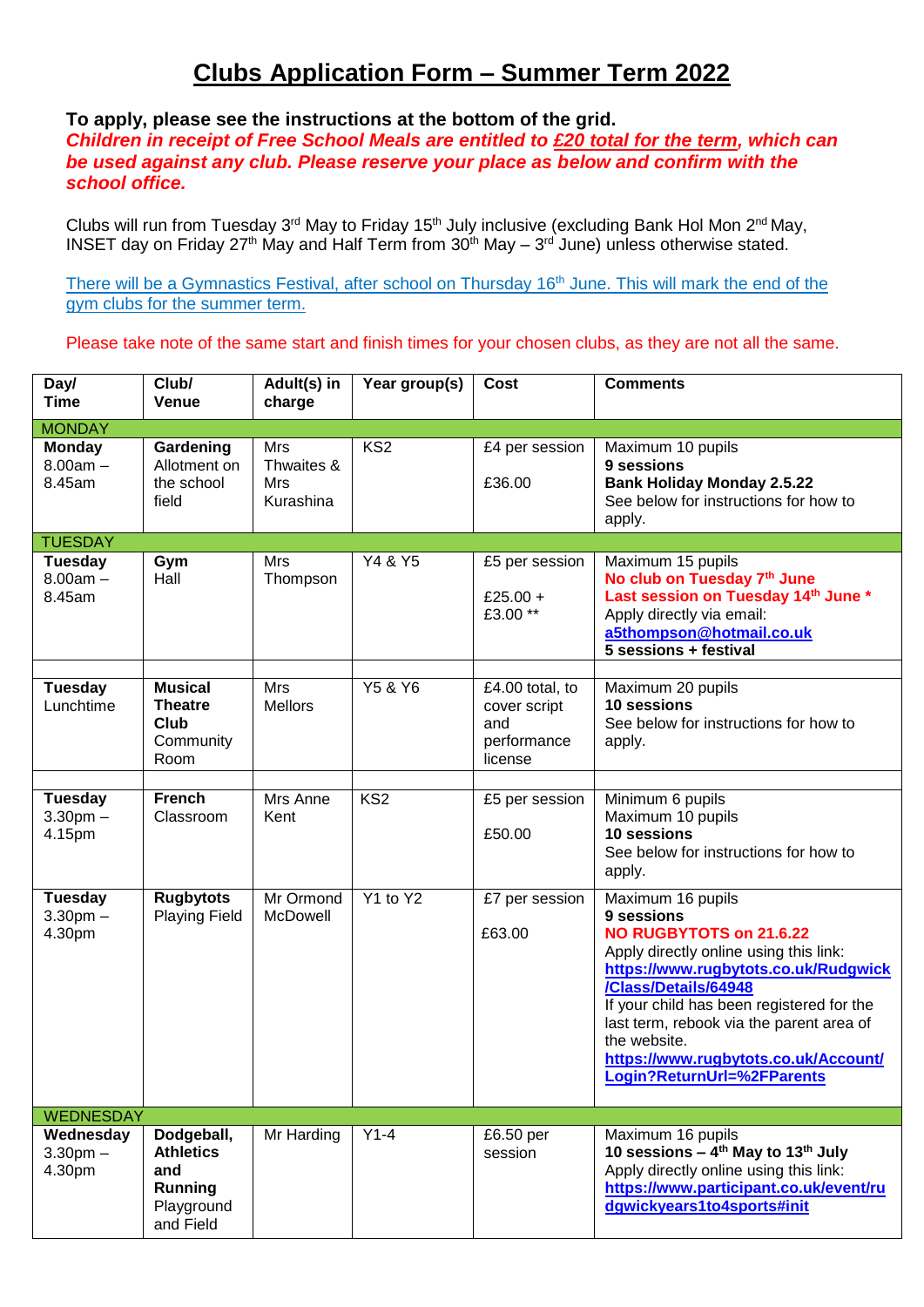# Clubs Application Form – Summer Term 2022

**To apply, please see the instructions at the bottom of the grid.**
***Children in receipt of Free School Meals are entitled to £20 total for the term, which can be used against any club. Please reserve your place as below and confirm with the school office.***

Clubs will run from Tuesday 3rd May to Friday 15th July inclusive (excluding Bank Hol Mon 2nd May, INSET day on Friday 27th May and Half Term from 30th May – 3rd June) unless otherwise stated.

There will be a Gymnastics Festival, after school on Thursday 16th June. This will mark the end of the gym clubs for the summer term.

Please take note of the same start and finish times for your chosen clubs, as they are not all the same.

| Day/ Time | Club/ Venue | Adult(s) in charge | Year group(s) | Cost | Comments |
|---|---|---|---|---|---|
| MONDAY | | | | | |
| **Monday** 8.00am – 8.45am | **Gardening** Allotment on the school field | Mrs Thwaites & Mrs Kurashina | KS2 | £4 per session £36.00 | Maximum 10 pupils **9 sessions** **Bank Holiday Monday 2.5.22** See below for instructions for how to apply. |
| TUESDAY | | | | | |
| **Tuesday** 8.00am – 8.45am | **Gym** Hall | Mrs Thompson | Y4 & Y5 | £5 per session £25.00 + £3.00 ** | Maximum 15 pupils **No club on Tuesday 7th June** **Last session on Tuesday 14th June *** Apply directly via email: **a5thompson@hotmail.co.uk** **5 sessions + festival** |
| | | | | | |
| **Tuesday** Lunchtime | **Musical Theatre Club** Community Room | Mrs Mellors | Y5 & Y6 | £4.00 total, to cover script and performance license | Maximum 20 pupils **10 sessions** See below for instructions for how to apply. |
| | | | | | |
| **Tuesday** 3.30pm – 4.15pm | **French** Classroom | Mrs Anne Kent | KS2 | £5 per session £50.00 | Minimum 6 pupils Maximum 10 pupils **10 sessions** See below for instructions for how to apply. |
| **Tuesday** 3.30pm – 4.30pm | **Rugbytots** Playing Field | Mr Ormond McDowell | Y1 to Y2 | £7 per session £63.00 | Maximum 16 pupils **9 sessions** **NO RUGBYTOTS on 21.6.22** Apply directly online using this link: **https://www.rugbytots.co.uk/Rudgwick/Class/Details/64948** If your child has been registered for the last term, rebook via the parent area of the website. **https://www.rugbytots.co.uk/Account/Login?ReturnUrl=%2FParents** |
| WEDNESDAY | | | | | |
| **Wednesday** 3.30pm – 4.30pm | **Dodgeball, Athletics and Running** Playground and Field | Mr Harding | Y1-4 | £6.50 per session | Maximum 16 pupils **10 sessions – 4th May to 13th July** Apply directly online using this link: **https://www.participant.co.uk/event/rudgwickyears1to4sports#init** |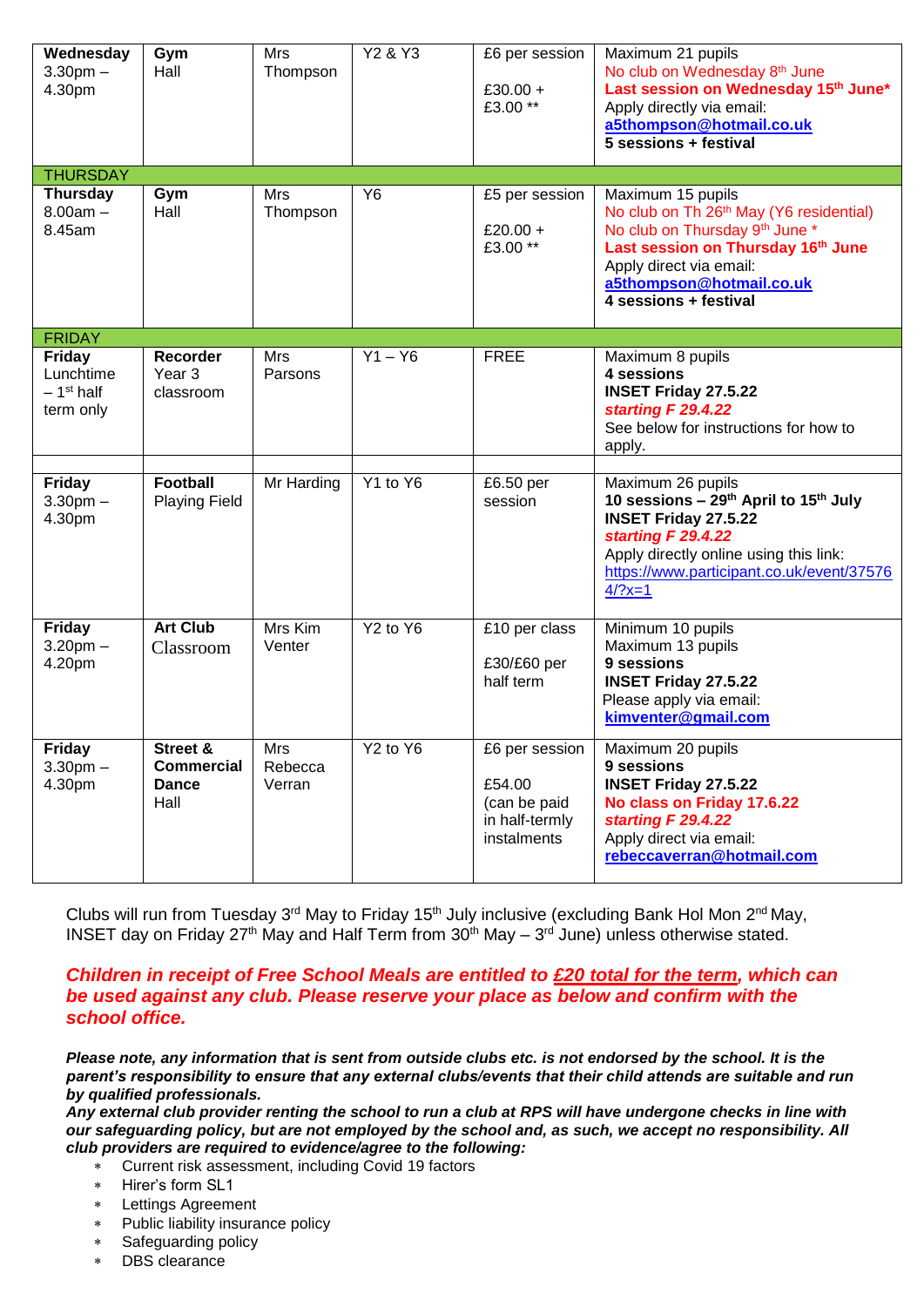| | | | | | |
|---|---|---|---|---|---|
| **Wednesday** 3.30pm – 4.30pm | **Gym** Hall | Mrs Thompson | Y2 & Y3 | £6 per session<br><br>£30.00 + £3.00 ** | Maximum 21 pupils<br>No club on Wednesday 8th June<br>**Last session on Wednesday 15th June***<br>Apply directly via email:<br>**a5thompson@hotmail.co.uk**<br>**5 sessions + festival** |
| THURSDAY | | | | | |
| **Thursday** 8.00am – 8.45am | **Gym** Hall | Mrs Thompson | Y6 | £5 per session<br><br>£20.00 + £3.00 ** | Maximum 15 pupils<br>No club on Th 26th May (Y6 residential)<br>No club on Thursday 9th June *<br>**Last session on Thursday 16th June**<br>Apply direct via email:<br>**a5thompson@hotmail.co.uk**<br>**4 sessions + festival** |
| FRIDAY | | | | | |
| **Friday** Lunchtime – 1st half term only | **Recorder** Year 3 classroom | Mrs Parsons | Y1 – Y6 | FREE | Maximum 8 pupils<br>**4 sessions**<br>**INSET Friday 27.5.22**<br>***starting F 29.4.22***<br>See below for instructions for how to apply. |
| | | | | | |
| **Friday** 3.30pm – 4.30pm | **Football** Playing Field | Mr Harding | Y1 to Y6 | £6.50 per session | Maximum 26 pupils<br>**10 sessions – 29th April to 15th July**<br>**INSET Friday 27.5.22**<br>***starting F 29.4.22***<br>Apply directly online using this link:<br>https://www.participant.co.uk/event/375764/?x=1 |
| **Friday** 3.20pm – 4.20pm | **Art Club** Classroom | Mrs Kim Venter | Y2 to Y6 | £10 per class<br><br>£30/£60 per half term | Minimum 10 pupils<br>Maximum 13 pupils<br>**9 sessions**<br>**INSET Friday 27.5.22**<br>Please apply via email:<br>**kimventer@gmail.com** |
| **Friday** 3.30pm – 4.30pm | **Street & Commercial Dance** Hall | Mrs Rebecca Verran | Y2 to Y6 | £6 per session<br><br>£54.00<br>(can be paid in half-termly instalments | Maximum 20 pupils<br>**9 sessions**<br>**INSET Friday 27.5.22**<br>**No class on Friday 17.6.22**<br>***starting F 29.4.22***<br>Apply direct via email:<br>**rebeccaverran@hotmail.com** |

Clubs will run from Tuesday 3rd May to Friday 15th July inclusive (excluding Bank Hol Mon 2nd May, INSET day on Friday 27th May and Half Term from 30th May – 3rd June) unless otherwise stated.

***Children in receipt of Free School Meals are entitled to £20 total for the term, which can be used against any club. Please reserve your place as below and confirm with the school office.***

***Please note, any information that is sent from outside clubs etc. is not endorsed by the school. It is the parent's responsibility to ensure that any external clubs/events that their child attends are suitable and run by qualified professionals.***
***Any external club provider renting the school to run a club at RPS will have undergone checks in line with our safeguarding policy, but are not employed by the school and, as such, we accept no responsibility. All club providers are required to evidence/agree to the following:***

- Current risk assessment, including Covid 19 factors
- Hirer's form SL1
- Lettings Agreement
- Public liability insurance policy
- Safeguarding policy
- DBS clearance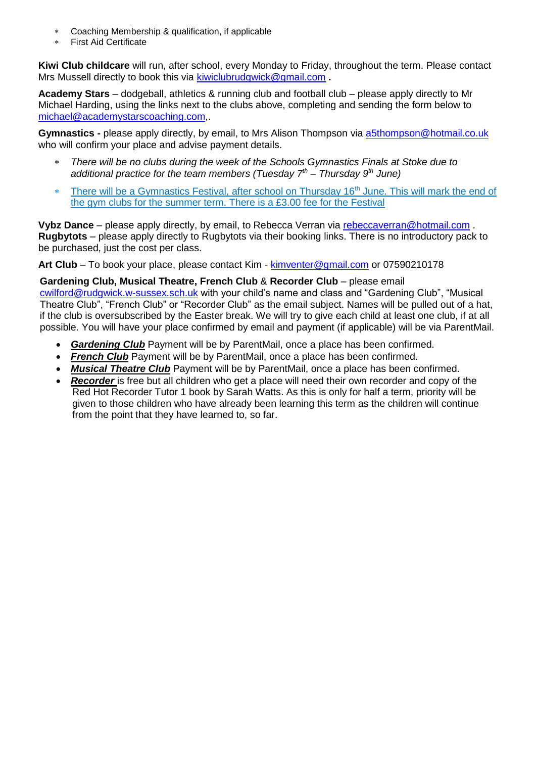* Coaching Membership & qualification, if applicable
* First Aid Certificate

**Kiwi Club childcare** will run, after school, every Monday to Friday, throughout the term. Please contact Mrs Mussell directly to book this via kiwiclubrudgwick@gmail.com **.**

**Academy Stars** – dodgeball, athletics & running club and football club – please apply directly to Mr Michael Harding, using the links next to the clubs above, completing and sending the form below to michael@academystarscoaching.com,.

**Gymnastics -** please apply directly, by email, to Mrs Alison Thompson via a5thompson@hotmail.co.uk who will confirm your place and advise payment details.

* *There will be no clubs during the week of the Schools Gymnastics Finals at Stoke due to additional practice for the team members (Tuesday 7th – Thursday 9th June)*
* There will be a Gymnastics Festival, after school on Thursday 16th June. This will mark the end of the gym clubs for the summer term. There is a £3.00 fee for the Festival

**Vybz Dance** – please apply directly, by email, to Rebecca Verran via rebeccaverran@hotmail.com .
**Rugbytots** – please apply directly to Rugbytots via their booking links. There is no introductory pack to be purchased, just the cost per class.

**Art Club** – To book your place, please contact Kim - kimventer@gmail.com or 07590210178

**Gardening Club, Musical Theatre, French Club** & **Recorder Club** – please email cwilford@rudgwick.w-sussex.sch.uk with your child's name and class and "Gardening Club", "Musical Theatre Club", "French Club" or "Recorder Club" as the email subject. Names will be pulled out of a hat, if the club is oversubscribed by the Easter break. We will try to give each child at least one club, if at all possible. You will have your place confirmed by email and payment (if applicable) will be via ParentMail.

- ***Gardening Club*** Payment will be by ParentMail, once a place has been confirmed.
- ***French Club*** Payment will be by ParentMail, once a place has been confirmed.
- ***Musical Theatre Club*** Payment will be by ParentMail, once a place has been confirmed.
- ***Recorder*** is free but all children who get a place will need their own recorder and copy of the Red Hot Recorder Tutor 1 book by Sarah Watts. As this is only for half a term, priority will be given to those children who have already been learning this term as the children will continue from the point that they have learned to, so far.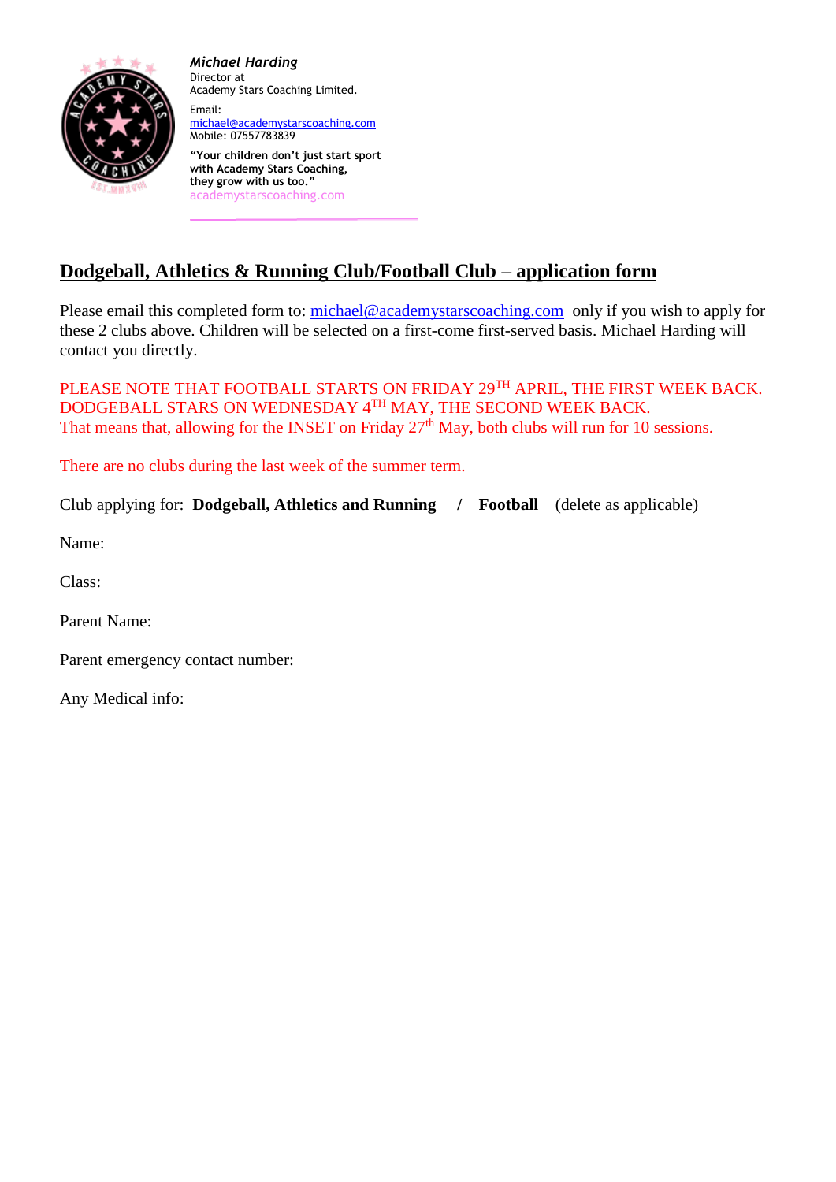*Michael Harding*
Director at
Academy Stars Coaching Limited.

Email:
michael@academystarscoaching.com
Mobile: 07557783839

**"Your children don't just start sport with Academy Stars Coaching, they grow with us too."**
academystarscoaching.com

## Dodgeball, Athletics & Running Club/Football Club – application form

Please email this completed form to: michael@academystarscoaching.com only if you wish to apply for these 2 clubs above. Children will be selected on a first-come first-served basis. Michael Harding will contact you directly.

PLEASE NOTE THAT FOOTBALL STARTS ON FRIDAY 29TH APRIL, THE FIRST WEEK BACK. DODGEBALL STARS ON WEDNESDAY 4TH MAY, THE SECOND WEEK BACK. That means that, allowing for the INSET on Friday 27th May, both clubs will run for 10 sessions.

There are no clubs during the last week of the summer term.

Club applying for: **Dodgeball, Athletics and Running / Football** (delete as applicable)

Name:

Class:

Parent Name:

Parent emergency contact number:

Any Medical info: